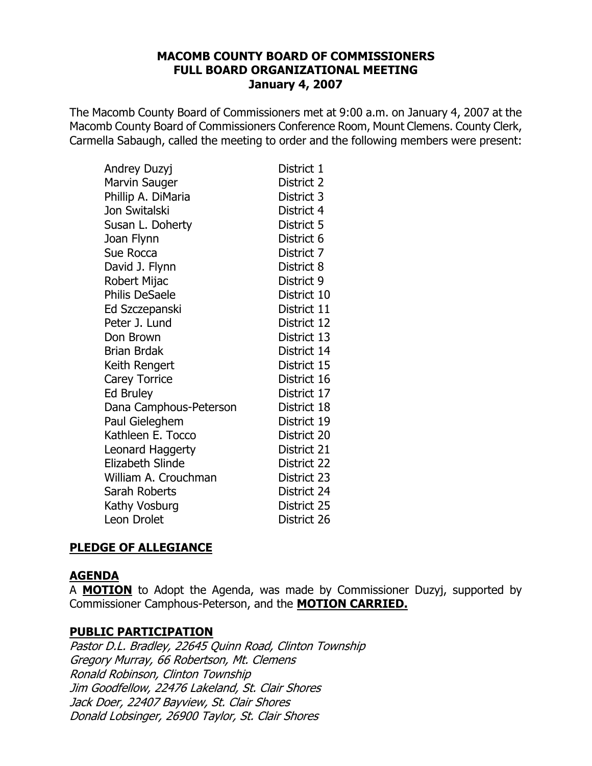# MACOMB COUNTY BOARD OF COMMISSIONERS
## FULL BOARD ORGANIZATIONAL MEETING
### January 4, 2007

The Macomb County Board of Commissioners met at 9:00 a.m. on January 4, 2007 at the Macomb County Board of Commissioners Conference Room, Mount Clemens. County Clerk, Carmella Sabaugh, called the meeting to order and the following members were present:

| | |
|---|---|
| Andrey Duzyj | District 1 |
| Marvin Sauger | District 2 |
| Phillip A. DiMaria | District 3 |
| Jon Switalski | District 4 |
| Susan L. Doherty | District 5 |
| Joan Flynn | District 6 |
| Sue Rocca | District 7 |
| David J. Flynn | District 8 |
| Robert Mijac | District 9 |
| Philis DeSaele | District 10 |
| Ed Szczepanski | District 11 |
| Peter J. Lund | District 12 |
| Don Brown | District 13 |
| Brian Brdak | District 14 |
| Keith Rengert | District 15 |
| Carey Torrice | District 16 |
| Ed Bruley | District 17 |
| Dana Camphous-Peterson | District 18 |
| Paul Gieleghem | District 19 |
| Kathleen E. Tocco | District 20 |
| Leonard Haggerty | District 21 |
| Elizabeth Slinde | District 22 |
| William A. Crouchman | District 23 |
| Sarah Roberts | District 24 |
| Kathy Vosburg | District 25 |
| Leon Drolet | District 26 |

**PLEDGE OF ALLEGIANCE**

**AGENDA**

A **MOTION** to Adopt the Agenda, was made by Commissioner Duzyj, supported by Commissioner Camphous-Peterson, and the **MOTION CARRIED.**

**PUBLIC PARTICIPATION**

*Pastor D.L. Bradley, 22645 Quinn Road, Clinton Township*
*Gregory Murray, 66 Robertson, Mt. Clemens*
*Ronald Robinson, Clinton Township*
*Jim Goodfellow, 22476 Lakeland, St. Clair Shores*
*Jack Doer, 22407 Bayview, St. Clair Shores*
*Donald Lobsinger, 26900 Taylor, St. Clair Shores*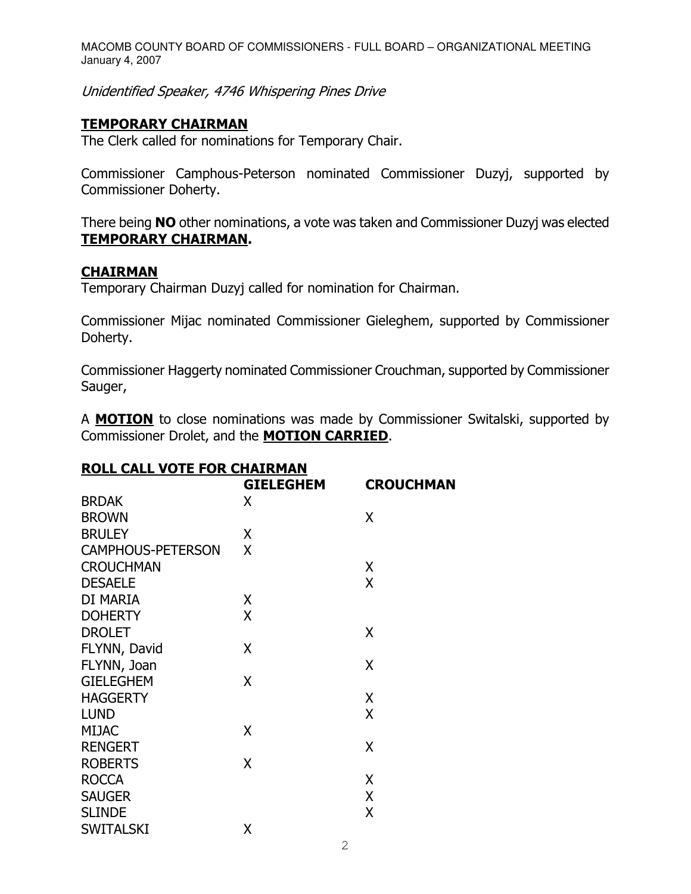*Unidentified Speaker, 4746 Whispering Pines Drive*

## TEMPORARY CHAIRMAN

The Clerk called for nominations for Temporary Chair.

Commissioner Camphous-Peterson nominated Commissioner Duzyj, supported by Commissioner Doherty.

There being **NO** other nominations, a vote was taken and Commissioner Duzyj was elected **TEMPORARY CHAIRMAN.**

## CHAIRMAN

Temporary Chairman Duzyj called for nomination for Chairman.

Commissioner Mijac nominated Commissioner Gieleghem, supported by Commissioner Doherty.

Commissioner Haggerty nominated Commissioner Crouchman, supported by Commissioner Sauger,

A **MOTION** to close nominations was made by Commissioner Switalski, supported by Commissioner Drolet, and the **MOTION CARRIED**.

## ROLL CALL VOTE FOR CHAIRMAN

| | GIELEGHEM | CROUCHMAN |
|---|---|---|
| BRDAK | X | |
| BROWN | | X |
| BRULEY | X | |
| CAMPHOUS-PETERSON | X | |
| CROUCHMAN | | X |
| DESAELE | | X |
| DI MARIA | X | |
| DOHERTY | X | |
| DROLET | | X |
| FLYNN, David | X | |
| FLYNN, Joan | | X |
| GIELEGHEM | X | |
| HAGGERTY | | X |
| LUND | | X |
| MIJAC | X | |
| RENGERT | | X |
| ROBERTS | X | |
| ROCCA | | X |
| SAUGER | | X |
| SLINDE | | X |
| SWITALSKI | X | |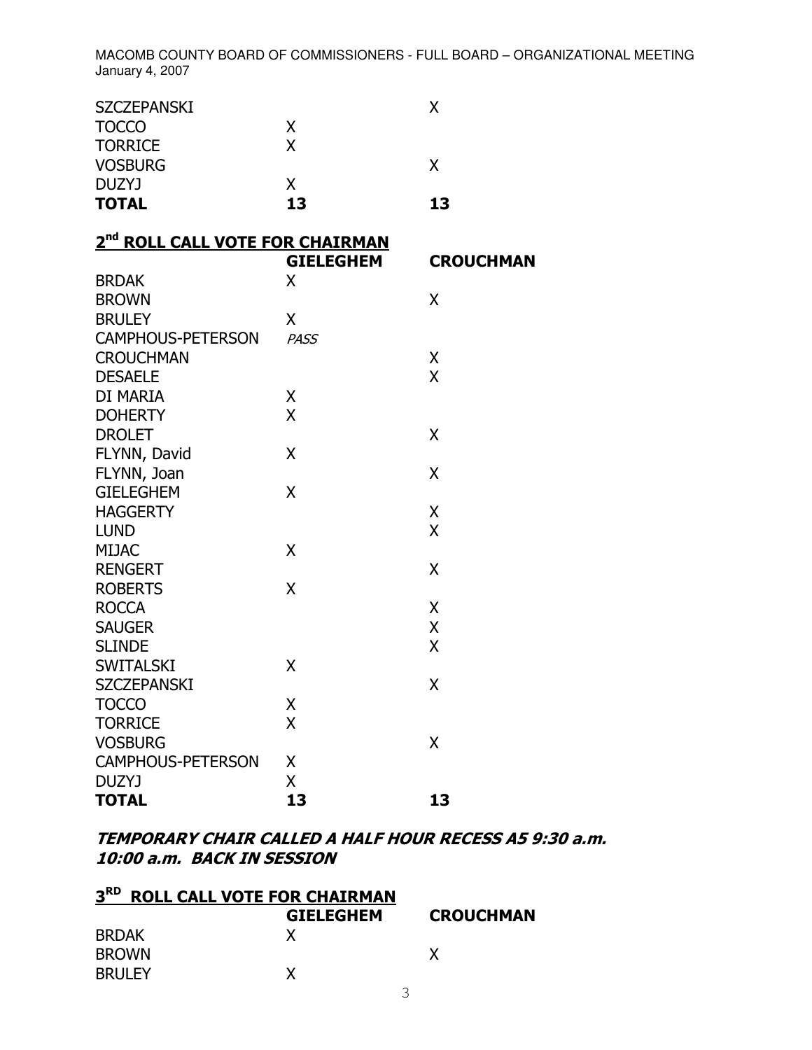| | | |
|---|---|---|
| SZCZEPANSKI | | X |
| TOCCO | X | |
| TORRICE | X | |
| VOSBURG | | X |
| DUZYJ | X | |
| **TOTAL** | **13** | **13** |

## 2nd ROLL CALL VOTE FOR CHAIRMAN

| | GIELEGHEM | CROUCHMAN |
|---|---|---|
| BRDAK | X | |
| BROWN | | X |
| BRULEY | X | |
| CAMPHOUS-PETERSON | *PASS* | |
| CROUCHMAN | | X |
| DESAELE | | X |
| DI MARIA | X | |
| DOHERTY | X | |
| DROLET | | X |
| FLYNN, David | X | |
| FLYNN, Joan | | X |
| GIELEGHEM | X | |
| HAGGERTY | | X |
| LUND | | X |
| MIJAC | X | |
| RENGERT | | X |
| ROBERTS | X | |
| ROCCA | | X |
| SAUGER | | X |
| SLINDE | | X |
| SWITALSKI | X | |
| SZCZEPANSKI | | X |
| TOCCO | X | |
| TORRICE | X | |
| VOSBURG | | X |
| CAMPHOUS-PETERSON | X | |
| DUZYJ | X | |
| **TOTAL** | **13** | **13** |

***TEMPORARY CHAIR CALLED A HALF HOUR RECESS A5 9:30 a.m.***
***10:00 a.m. BACK IN SESSION***

## 3RD ROLL CALL VOTE FOR CHAIRMAN

| | GIELEGHEM | CROUCHMAN |
|---|---|---|
| BRDAK | X | |
| BROWN | | X |
| BRULEY | X | |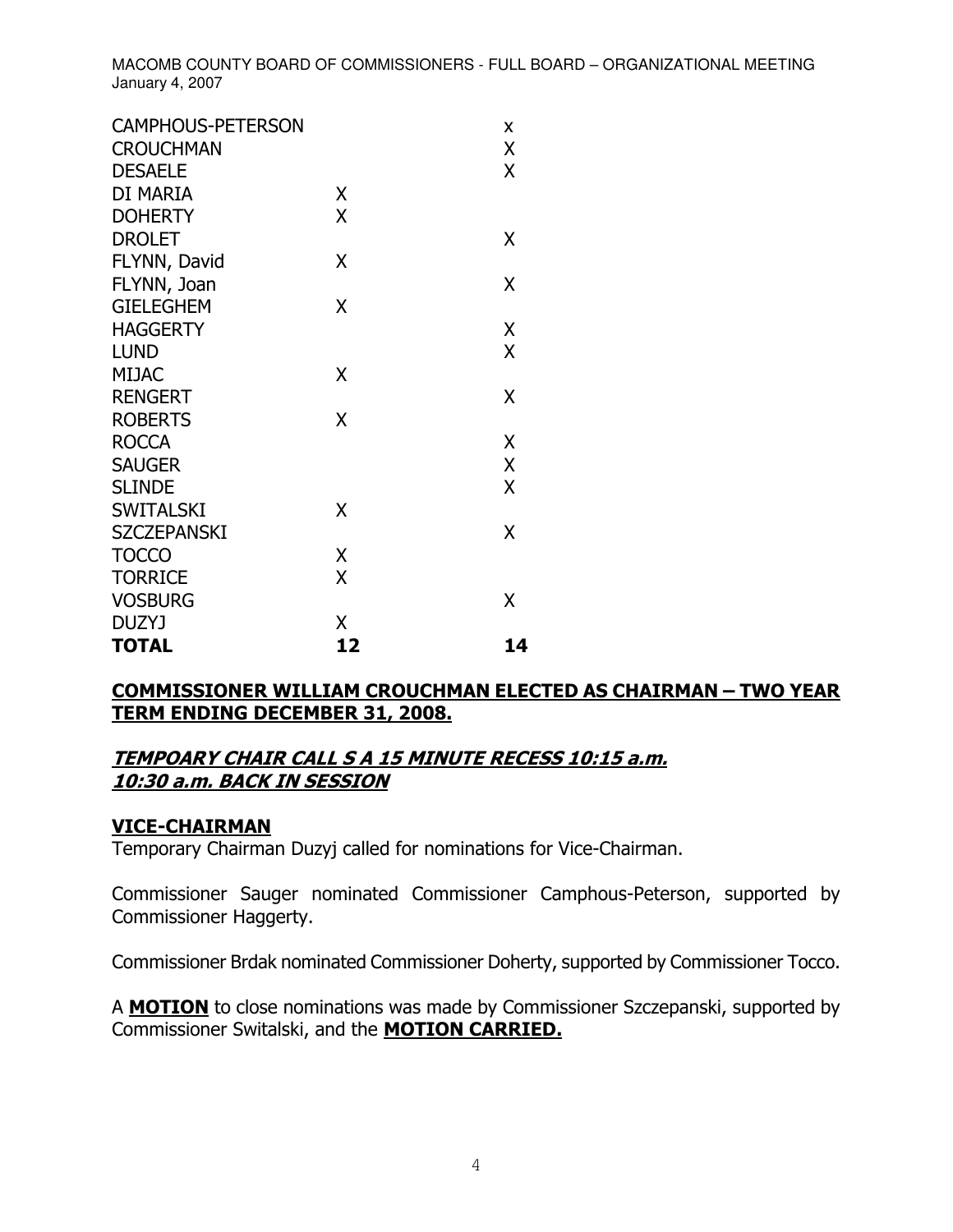| | | |
|---|---|---|
| CAMPHOUS-PETERSON | | x |
| CROUCHMAN | | X |
| DESAELE | | X |
| DI MARIA | X | |
| DOHERTY | X | |
| DROLET | | X |
| FLYNN, David | X | |
| FLYNN, Joan | | X |
| GIELEGHEM | X | |
| HAGGERTY | | X |
| LUND | | X |
| MIJAC | X | |
| RENGERT | | X |
| ROBERTS | X | |
| ROCCA | | X |
| SAUGER | | X |
| SLINDE | | X |
| SWITALSKI | X | |
| SZCZEPANSKI | | X |
| TOCCO | X | |
| TORRICE | X | |
| VOSBURG | | X |
| DUZYJ | X | |
| **TOTAL** | **12** | **14** |

**COMMISSIONER WILLIAM CROUCHMAN ELECTED AS CHAIRMAN – TWO YEAR TERM ENDING DECEMBER 31, 2008.**

***TEMPOARY CHAIR CALL S A 15 MINUTE RECESS 10:15 a.m. 10:30 a.m. BACK IN SESSION***

**VICE-CHAIRMAN**

Temporary Chairman Duzyj called for nominations for Vice-Chairman.

Commissioner Sauger nominated Commissioner Camphous-Peterson, supported by Commissioner Haggerty.

Commissioner Brdak nominated Commissioner Doherty, supported by Commissioner Tocco.

A **MOTION** to close nominations was made by Commissioner Szczepanski, supported by Commissioner Switalski, and the **MOTION CARRIED.**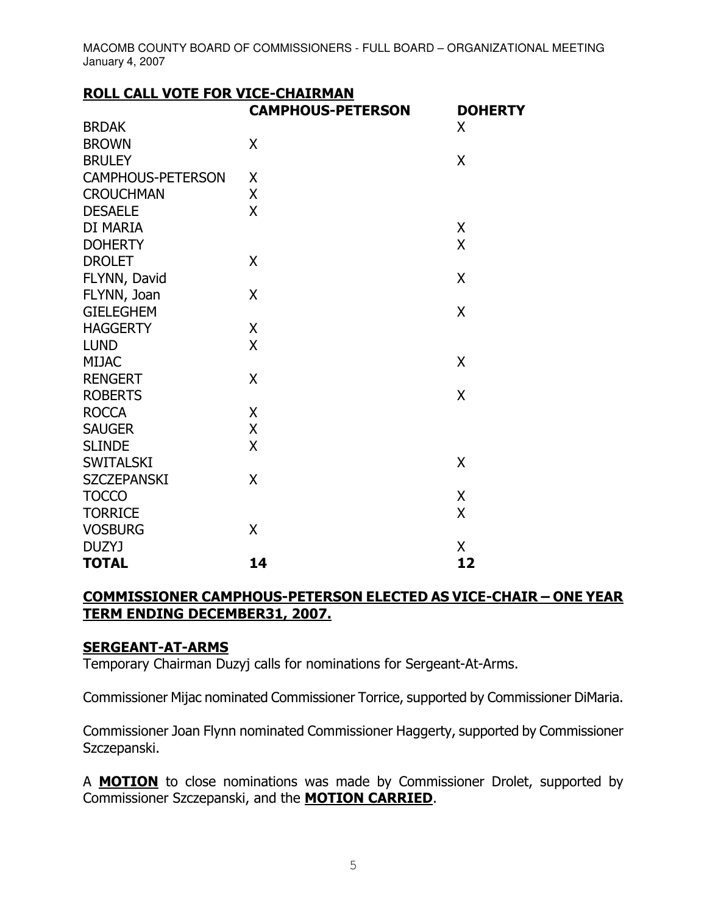## ROLL CALL VOTE FOR VICE-CHAIRMAN

| | CAMPHOUS-PETERSON | DOHERTY |
|---|---|---|
| BRDAK | | X |
| BROWN | X | |
| BRULEY | | X |
| CAMPHOUS-PETERSON | X | |
| CROUCHMAN | X | |
| DESAELE | X | |
| DI MARIA | | X |
| DOHERTY | | X |
| DROLET | X | |
| FLYNN, David | | X |
| FLYNN, Joan | X | |
| GIELEGHEM | | X |
| HAGGERTY | X | |
| LUND | X | |
| MIJAC | | X |
| RENGERT | X | |
| ROBERTS | | X |
| ROCCA | X | |
| SAUGER | X | |
| SLINDE | X | |
| SWITALSKI | | X |
| SZCZEPANSKI | X | |
| TOCCO | | X |
| TORRICE | | X |
| VOSBURG | X | |
| DUZYJ | | X |
| **TOTAL** | **14** | **12** |

**COMMISSIONER CAMPHOUS-PETERSON ELECTED AS VICE-CHAIR – ONE YEAR TERM ENDING DECEMBER31, 2007.**

## SERGEANT-AT-ARMS

Temporary Chairman Duzyj calls for nominations for Sergeant-At-Arms.

Commissioner Mijac nominated Commissioner Torrice, supported by Commissioner DiMaria.

Commissioner Joan Flynn nominated Commissioner Haggerty, supported by Commissioner Szczepanski.

A **MOTION** to close nominations was made by Commissioner Drolet, supported by Commissioner Szczepanski, and the **MOTION CARRIED**.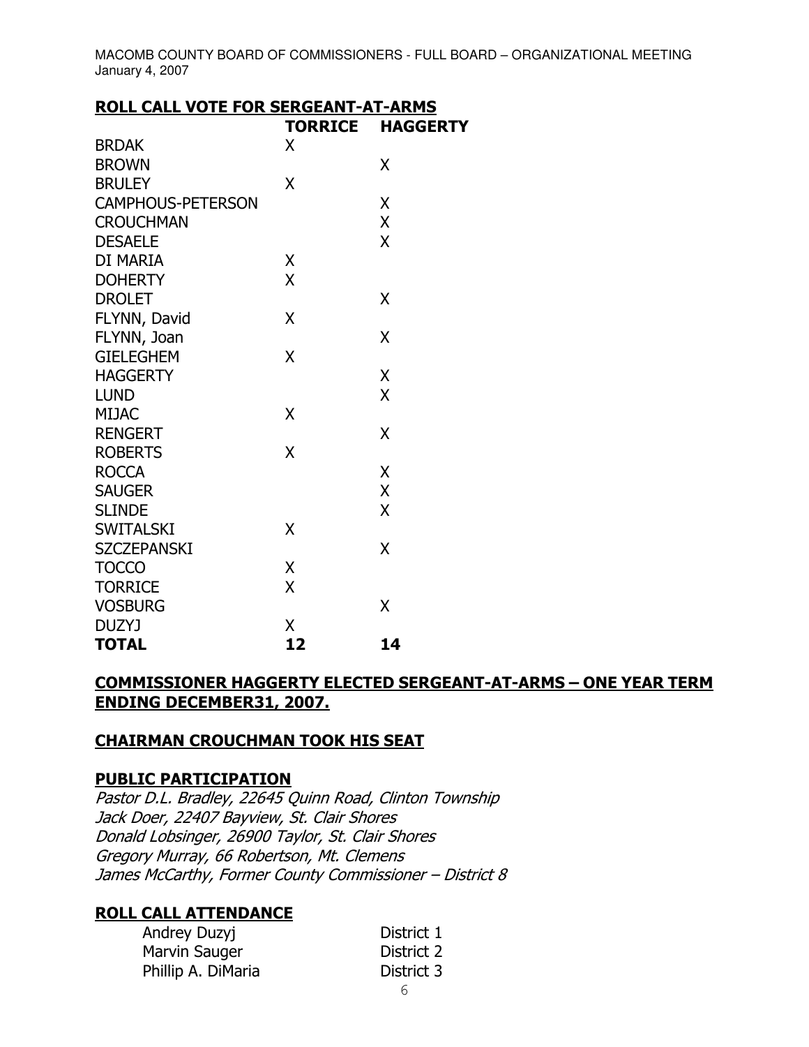## ROLL CALL VOTE FOR SERGEANT-AT-ARMS

| | TORRICE | HAGGERTY |
|---|---|---|
| BRDAK | X | |
| BROWN | | X |
| BRULEY | X | |
| CAMPHOUS-PETERSON | | X |
| CROUCHMAN | | X |
| DESAELE | | X |
| DI MARIA | X | |
| DOHERTY | X | |
| DROLET | | X |
| FLYNN, David | X | |
| FLYNN, Joan | | X |
| GIELEGHEM | X | |
| HAGGERTY | | X |
| LUND | | X |
| MIJAC | X | |
| RENGERT | | X |
| ROBERTS | X | |
| ROCCA | | X |
| SAUGER | | X |
| SLINDE | | X |
| SWITALSKI | X | |
| SZCZEPANSKI | | X |
| TOCCO | X | |
| TORRICE | X | |
| VOSBURG | | X |
| DUZYJ | X | |
| **TOTAL** | **12** | **14** |

## COMMISSIONER HAGGERTY ELECTED SERGEANT-AT-ARMS – ONE YEAR TERM ENDING DECEMBER31, 2007.

## CHAIRMAN CROUCHMAN TOOK HIS SEAT

## PUBLIC PARTICIPATION

*Pastor D.L. Bradley, 22645 Quinn Road, Clinton Township*
*Jack Doer, 22407 Bayview, St. Clair Shores*
*Donald Lobsinger, 26900 Taylor, St. Clair Shores*
*Gregory Murray, 66 Robertson, Mt. Clemens*
*James McCarthy, Former County Commissioner – District 8*

## ROLL CALL ATTENDANCE

| | |
|---|---|
| Andrey Duzyj | District 1 |
| Marvin Sauger | District 2 |
| Phillip A. DiMaria | District 3 |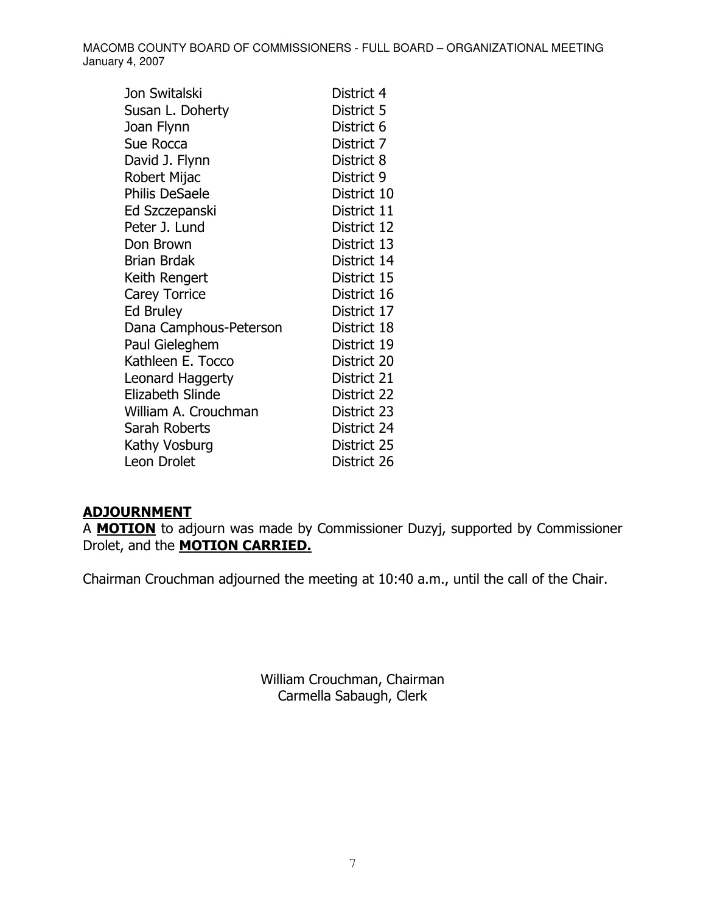| | |
|---|---|
| Jon Switalski | District 4 |
| Susan L. Doherty | District 5 |
| Joan Flynn | District 6 |
| Sue Rocca | District 7 |
| David J. Flynn | District 8 |
| Robert Mijac | District 9 |
| Philis DeSaele | District 10 |
| Ed Szczepanski | District 11 |
| Peter J. Lund | District 12 |
| Don Brown | District 13 |
| Brian Brdak | District 14 |
| Keith Rengert | District 15 |
| Carey Torrice | District 16 |
| Ed Bruley | District 17 |
| Dana Camphous-Peterson | District 18 |
| Paul Gieleghem | District 19 |
| Kathleen E. Tocco | District 20 |
| Leonard Haggerty | District 21 |
| Elizabeth Slinde | District 22 |
| William A. Crouchman | District 23 |
| Sarah Roberts | District 24 |
| Kathy Vosburg | District 25 |
| Leon Drolet | District 26 |

## ADJOURNMENT

A **MOTION** to adjourn was made by Commissioner Duzyj, supported by Commissioner Drolet, and the **MOTION CARRIED.**

Chairman Crouchman adjourned the meeting at 10:40 a.m., until the call of the Chair.

William Crouchman, Chairman
Carmella Sabaugh, Clerk